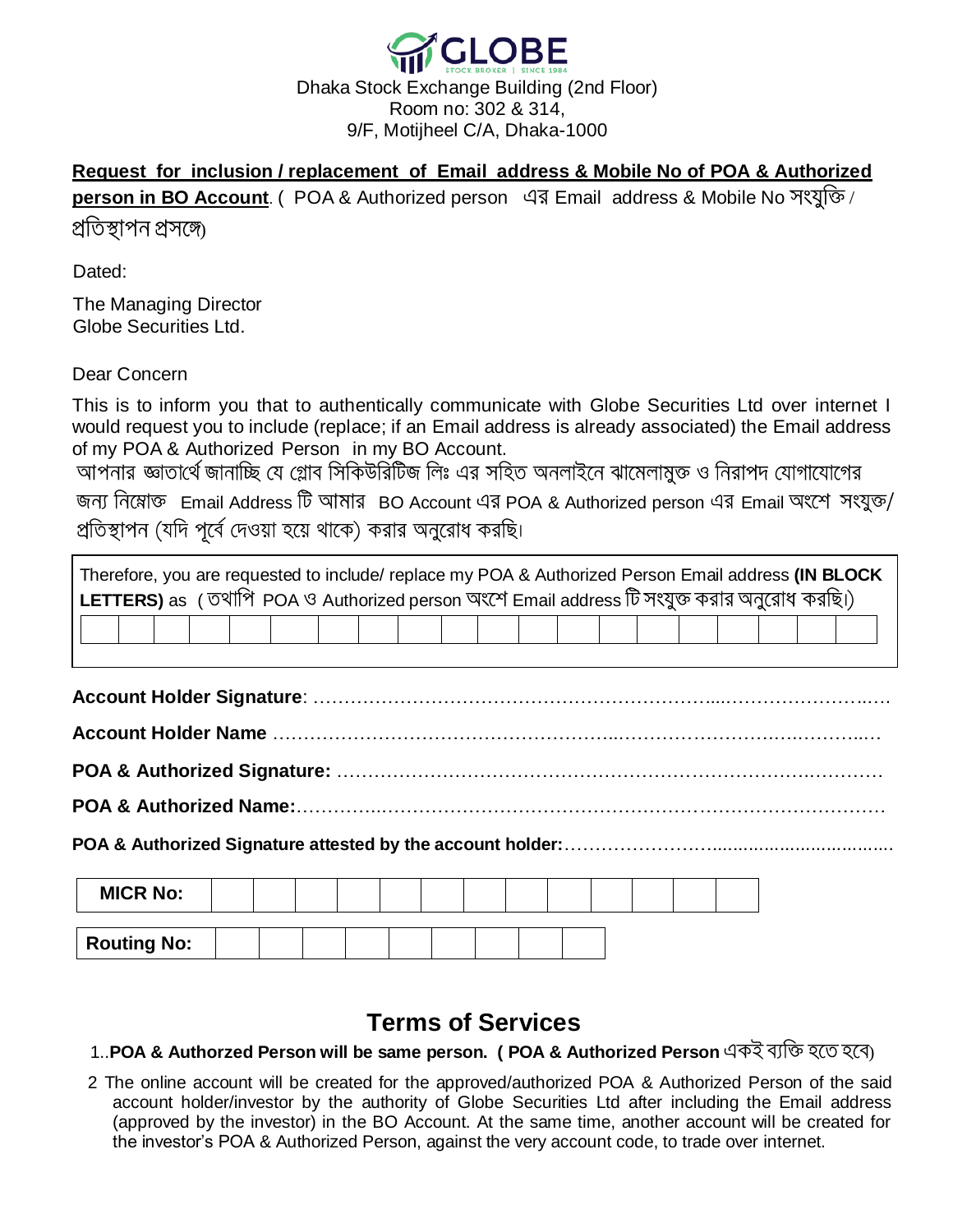**GLOBE**
STOCK BROKER | SINCE 1984

Dhaka Stock Exchange Building (2nd Floor)
Room no: 302 & 314,
9/F, Motijheel C/A, Dhaka-1000

**<u>Request for inclusion / replacement of Email address & Mobile No of POA & Authorized person in BO Account</u>**. ( POA & Authorized person এর Email address & Mobile No সংযুক্তি / প্রতিস্থাপন প্রসঙ্গে)

Dated:

The Managing Director
Globe Securities Ltd.

Dear Concern

This is to inform you that to authentically communicate with Globe Securities Ltd over internet I would request you to include (replace; if an Email address is already associated) the Email address of my POA & Authorized Person in my BO Account.
আপনার জ্ঞাতার্থে জানাচ্ছি যে গ্লোব সিকিউরিটিজ লিঃ এর সহিত অনলাইনে ঝামেলামুক্ত ও নিরাপদ যোগাযোগের জন্য নিম্নোক্ত Email Address টি আমার BO Account এর POA & Authorized person এর Email অংশে সংযুক্ত/ প্রতিস্থাপন (যদি পূর্বে দেওয়া হয়ে থাকে) করার অনুরোধ করছি।

Therefore, you are requested to include/ replace my POA & Authorized Person Email address **(IN BLOCK LETTERS)** as ( তথাপি POA ও Authorized person অংশে Email address টি সংযুক্ত করার অনুরোধ করছি।)

| | | | | | | | | | | | | | | | | | | | | |
|---|---|---|---|---|---|---|---|---|---|---|---|---|---|---|---|---|---|---|---|---|
| | | | | | | | | | | | | | | | | | | | | |

**Account Holder Signature**: ……………………………………………………………………………………….

**Account Holder Name** ……………………………………………………………………………………….

**POA & Authorized Signature:** ……………………………………………………………………………

**POA & Authorized Name:**……………………………………………………………………………………

**POA & Authorized Signature attested by the account holder:**……………………………………………………

| **MICR No:** | | | | | | | | | | | | | |
|---|---|---|---|---|---|---|---|---|---|---|---|---|---|

| **Routing No:** | | | | | | | | | |
|---|---|---|---|---|---|---|---|---|---|

## Terms of Services

1. **POA & Authorzed Person will be same person. ( POA & Authorized Person** একই ব্যক্তি হতে হবে)
2. The online account will be created for the approved/authorized POA & Authorized Person of the said account holder/investor by the authority of Globe Securities Ltd after including the Email address (approved by the investor) in the BO Account. At the same time, another account will be created for the investor's POA & Authorized Person, against the very account code, to trade over internet.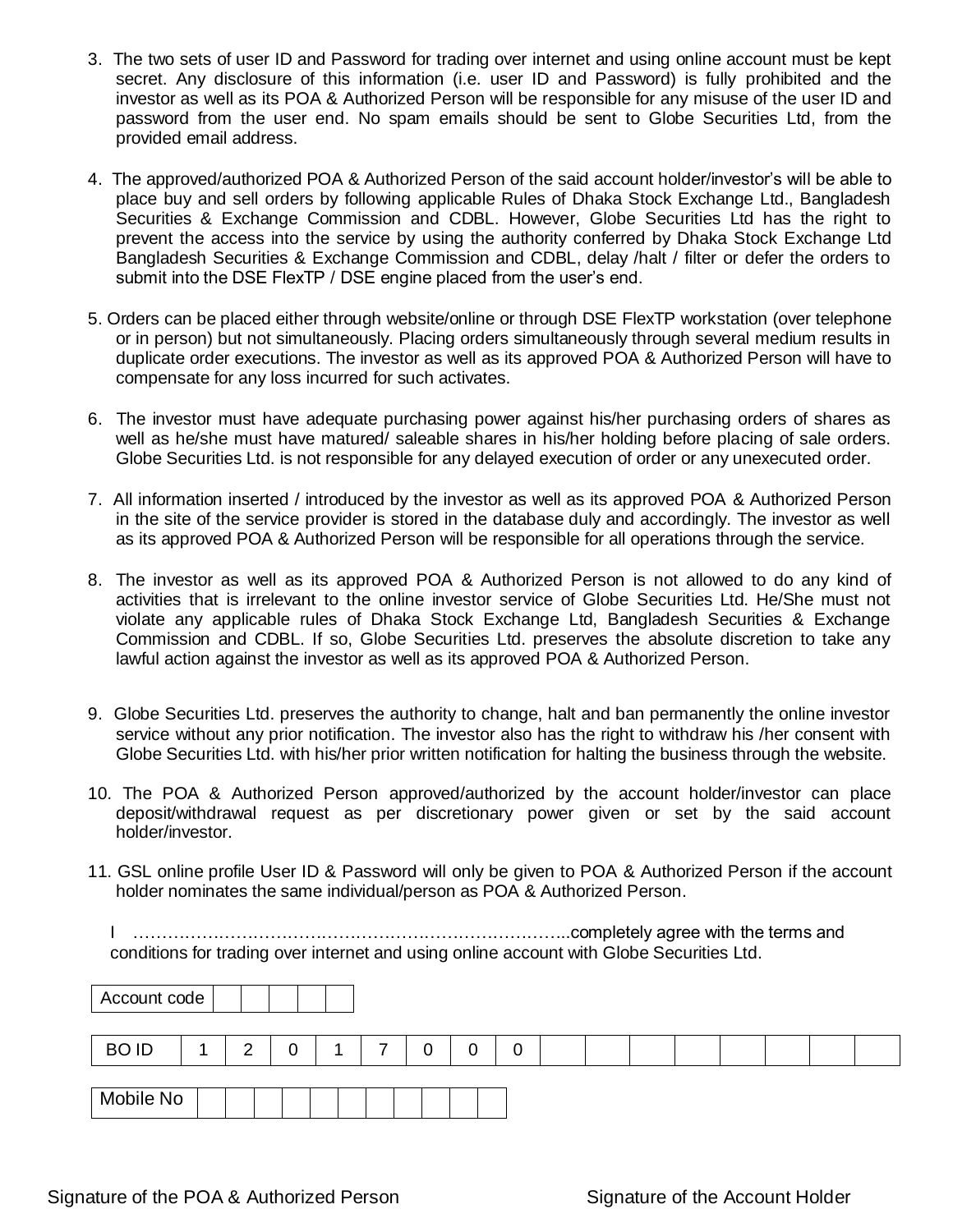3. The two sets of user ID and Password for trading over internet and using online account must be kept secret. Any disclosure of this information (i.e. user ID and Password) is fully prohibited and the investor as well as its POA & Authorized Person will be responsible for any misuse of the user ID and password from the user end. No spam emails should be sent to Globe Securities Ltd, from the provided email address.

4. The approved/authorized POA & Authorized Person of the said account holder/investor's will be able to place buy and sell orders by following applicable Rules of Dhaka Stock Exchange Ltd., Bangladesh Securities & Exchange Commission and CDBL. However, Globe Securities Ltd has the right to prevent the access into the service by using the authority conferred by Dhaka Stock Exchange Ltd Bangladesh Securities & Exchange Commission and CDBL, delay /halt / filter or defer the orders to submit into the DSE FlexTP / DSE engine placed from the user's end.

5. Orders can be placed either through website/online or through DSE FlexTP workstation (over telephone or in person) but not simultaneously. Placing orders simultaneously through several medium results in duplicate order executions. The investor as well as its approved POA & Authorized Person will have to compensate for any loss incurred for such activates.

6. The investor must have adequate purchasing power against his/her purchasing orders of shares as well as he/she must have matured/ saleable shares in his/her holding before placing of sale orders. Globe Securities Ltd. is not responsible for any delayed execution of order or any unexecuted order.

7. All information inserted / introduced by the investor as well as its approved POA & Authorized Person in the site of the service provider is stored in the database duly and accordingly. The investor as well as its approved POA & Authorized Person will be responsible for all operations through the service.

8. The investor as well as its approved POA & Authorized Person is not allowed to do any kind of activities that is irrelevant to the online investor service of Globe Securities Ltd. He/She must not violate any applicable rules of Dhaka Stock Exchange Ltd, Bangladesh Securities & Exchange Commission and CDBL. If so, Globe Securities Ltd. preserves the absolute discretion to take any lawful action against the investor as well as its approved POA & Authorized Person.

9. Globe Securities Ltd. preserves the authority to change, halt and ban permanently the online investor service without any prior notification. The investor also has the right to withdraw his /her consent with Globe Securities Ltd. with his/her prior written notification for halting the business through the website.

10. The POA & Authorized Person approved/authorized by the account holder/investor can place deposit/withdrawal request as per discretionary power given or set by the said account holder/investor.

11. GSL online profile User ID & Password will only be given to POA & Authorized Person if the account holder nominates the same individual/person as POA & Authorized Person.

I ………………………………………………………………………..completely agree with the terms and conditions for trading over internet and using online account with Globe Securities Ltd.

| Account code | | | | | |
|---|---|---|---|---|---|

| BO ID | 1 | 2 | 0 | 1 | 7 | 0 | 0 | 0 | | | | | | | | |
|---|---|---|---|---|---|---|---|---|---|---|---|---|---|---|---|---|

| Mobile No | | | | | | | | | | | |
|---|---|---|---|---|---|---|---|---|---|---|---|

Signature of the POA & Authorized Person

Signature of the Account Holder